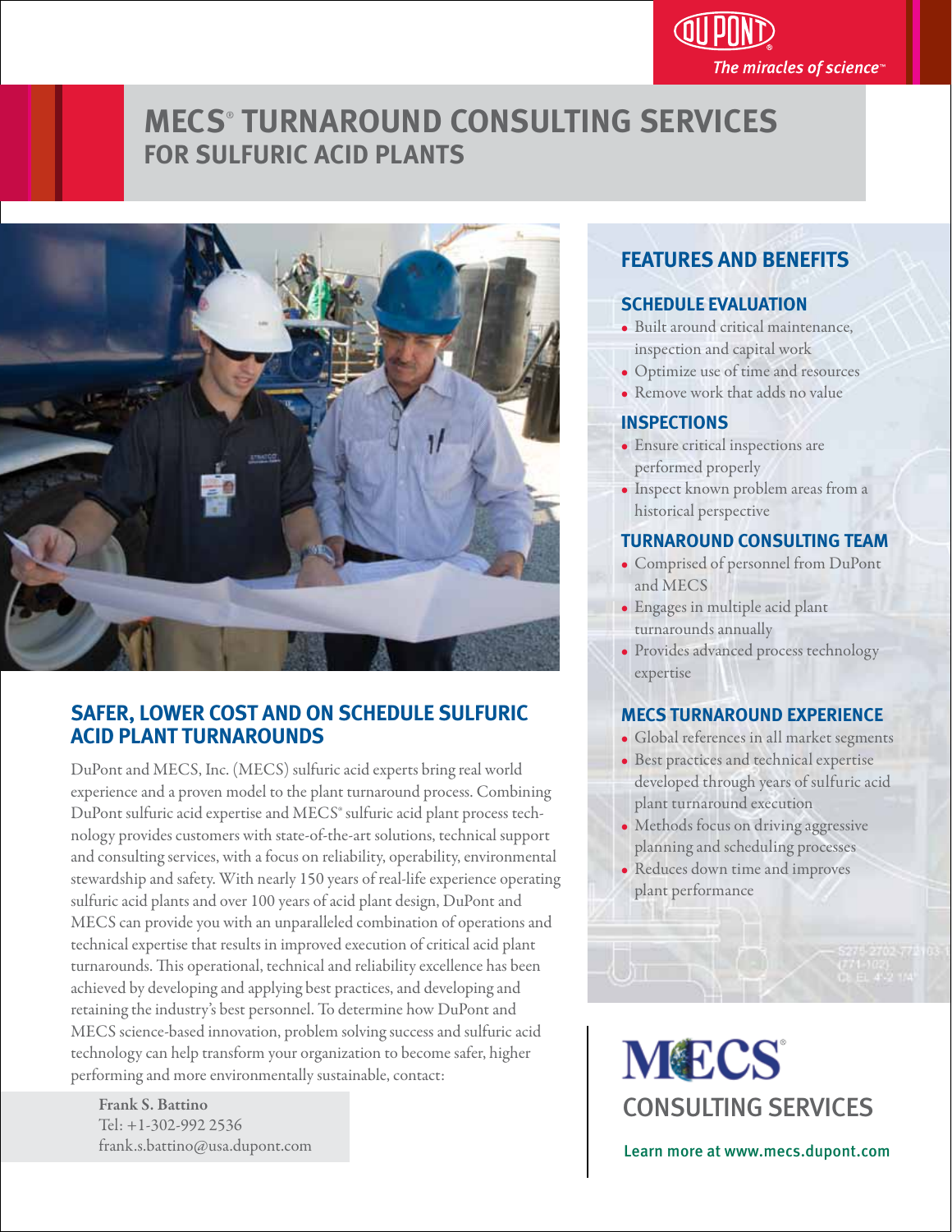DuPont
*The miracles of science™*

# MECS® TURNAROUND CONSULTING SERVICES
## FOR SULFURIC ACID PLANTS

## SAFER, LOWER COST AND ON SCHEDULE SULFURIC ACID PLANT TURNAROUNDS

DuPont and MECS, Inc. (MECS) sulfuric acid experts bring real world experience and a proven model to the plant turnaround process. Combining DuPont sulfuric acid expertise and MECS® sulfuric acid plant process technology provides customers with state-of-the-art solutions, technical support and consulting services, with a focus on reliability, operability, environmental stewardship and safety. With nearly 150 years of real-life experience operating sulfuric acid plants and over 100 years of acid plant design, DuPont and MECS can provide you with an unparalleled combination of operations and technical expertise that results in improved execution of critical acid plant turnarounds. This operational, technical and reliability excellence has been achieved by developing and applying best practices, and developing and retaining the industry's best personnel. To determine how DuPont and MECS science-based innovation, problem solving success and sulfuric acid technology can help transform your organization to become safer, higher performing and more environmentally sustainable, contact:

**Frank S. Battino**
Tel: +1-302-992 2536
frank.s.battino@usa.dupont.com

## FEATURES AND BENEFITS

### SCHEDULE EVALUATION

- Built around critical maintenance, inspection and capital work
- Optimize use of time and resources
- Remove work that adds no value

### INSPECTIONS

- Ensure critical inspections are performed properly
- Inspect known problem areas from a historical perspective

### TURNAROUND CONSULTING TEAM

- Comprised of personnel from DuPont and MECS
- Engages in multiple acid plant turnarounds annually
- Provides advanced process technology expertise

### MECS TURNAROUND EXPERIENCE

- Global references in all market segments
- Best practices and technical expertise developed through years of sulfuric acid plant turnaround execution
- Methods focus on driving aggressive planning and scheduling processes
- Reduces down time and improves plant performance

MECS®
CONSULTING SERVICES

Learn more at www.mecs.dupont.com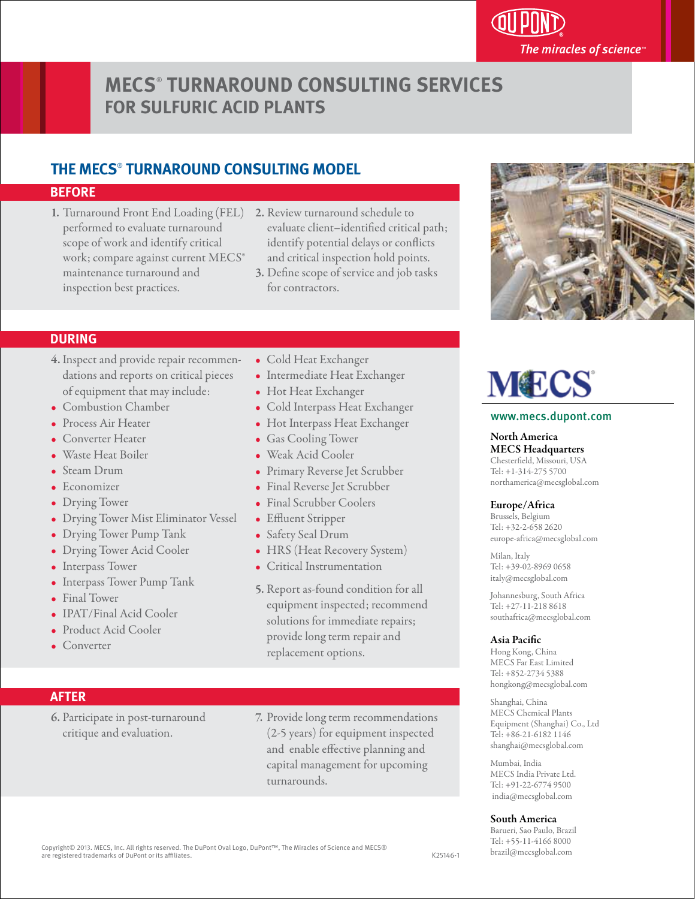# MECS® TURNAROUND CONSULTING SERVICES FOR SULFURIC ACID PLANTS

## THE MECS® TURNAROUND CONSULTING MODEL

### BEFORE

1. Turnaround Front End Loading (FEL) performed to evaluate turnaround scope of work and identify critical work; compare against current MECS® maintenance turnaround and inspection best practices.
2. Review turnaround schedule to evaluate client–identified critical path; identify potential delays or conflicts and critical inspection hold points.
3. Define scope of service and job tasks for contractors.

### DURING

4. Inspect and provide repair recommendations and reports on critical pieces of equipment that may include:
   - Combustion Chamber
   - Process Air Heater
   - Converter Heater
   - Waste Heat Boiler
   - Steam Drum
   - Economizer
   - Drying Tower
   - Drying Tower Mist Eliminator Vessel
   - Drying Tower Pump Tank
   - Drying Tower Acid Cooler
   - Interpass Tower
   - Interpass Tower Pump Tank
   - Final Tower
   - IPAT/Final Acid Cooler
   - Product Acid Cooler
   - Converter
   - Cold Heat Exchanger
   - Intermediate Heat Exchanger
   - Hot Heat Exchanger
   - Cold Interpass Heat Exchanger
   - Hot Interpass Heat Exchanger
   - Gas Cooling Tower
   - Weak Acid Cooler
   - Primary Reverse Jet Scrubber
   - Final Reverse Jet Scrubber
   - Final Scrubber Coolers
   - Effluent Stripper
   - Safety Seal Drum
   - HRS (Heat Recovery System)
   - Critical Instrumentation
5. Report as-found condition for all equipment inspected; recommend solutions for immediate repairs; provide long term repair and replacement options.

### AFTER

6. Participate in post-turnaround critique and evaluation.
7. Provide long term recommendations (2-5 years) for equipment inspected and enable effective planning and capital management for upcoming turnarounds.

MECS®

www.mecs.dupont.com

**North America**
**MECS Headquarters**
Chesterfield, Missouri, USA
Tel: +1-314-275 5700
northamerica@mecsglobal.com

**Europe/Africa**
Brussels, Belgium
Tel: +32-2-658 2620
europe-africa@mecsglobal.com

Milan, Italy
Tel: +39-02-8969 0658
italy@mecsglobal.com

Johannesburg, South Africa
Tel: +27-11-218 8618
southafrica@mecsglobal.com

**Asia Pacific**
Hong Kong, China
MECS Far East Limited
Tel: +852-2734 5388
hongkong@mecsglobal.com

Shanghai, China
MECS Chemical Plants Equipment (Shanghai) Co., Ltd
Tel: +86-21-6182 1146
shanghai@mecsglobal.com

Mumbai, India
MECS India Private Ltd.
Tel: +91-22-6774 9500
india@mecsglobal.com

**South America**
Barueri, Sao Paulo, Brazil
Tel: +55-11-4166 8000
brazil@mecsglobal.com

Copyright© 2013. MECS, Inc. All rights reserved. The DuPont Oval Logo, DuPont™, The Miracles of Science and MECS® are registered trademarks of DuPont or its affiliates.

K25146-1